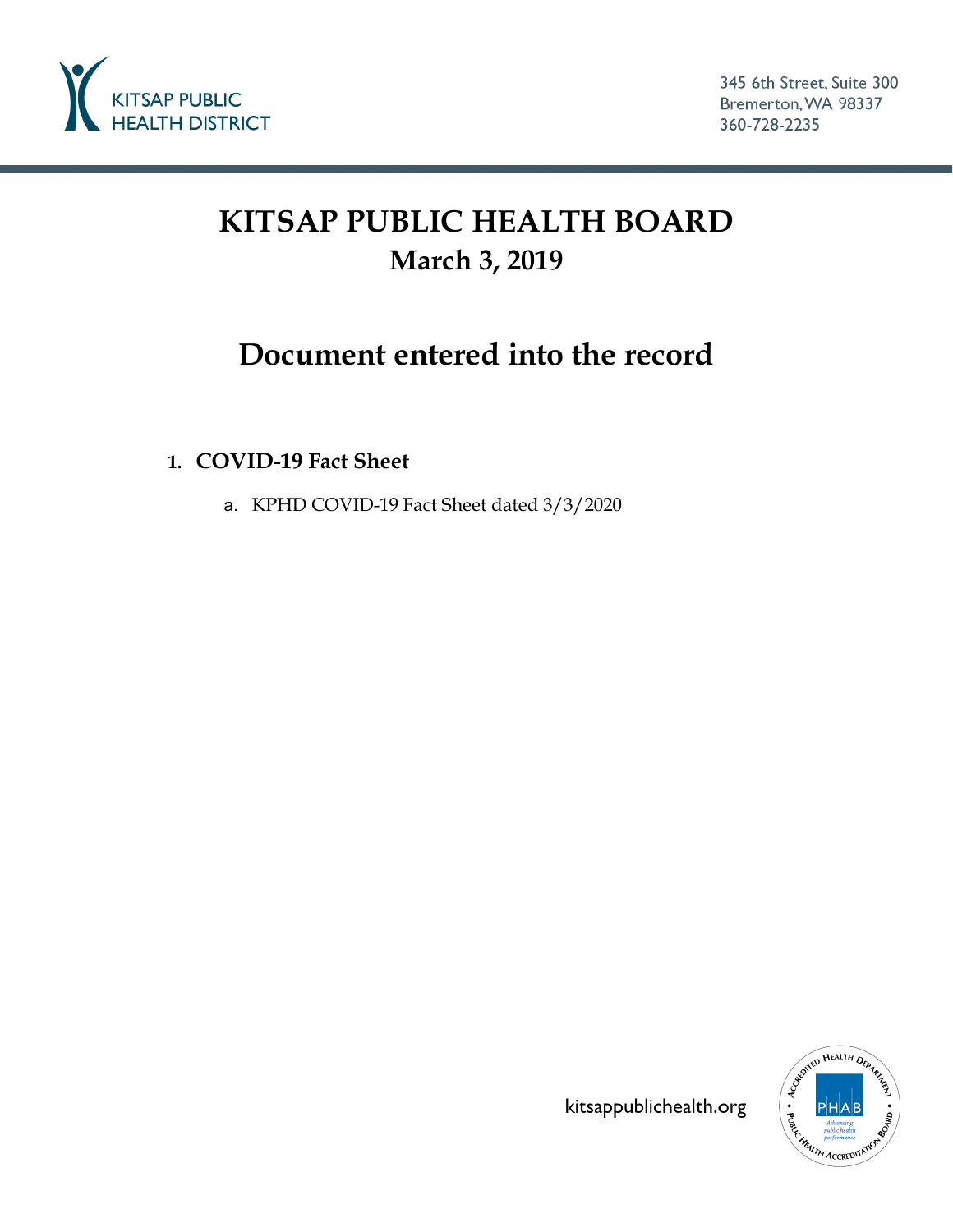KITSAP PUBLIC HEALTH DISTRICT

345 6th Street, Suite 300
Bremerton, WA 98337
360-728-2235

# KITSAP PUBLIC HEALTH BOARD
## March 3, 2019

# Document entered into the record

1. **COVID-19 Fact Sheet**

   a. KPHD COVID-19 Fact Sheet dated 3/3/2020

kitsappublichealth.org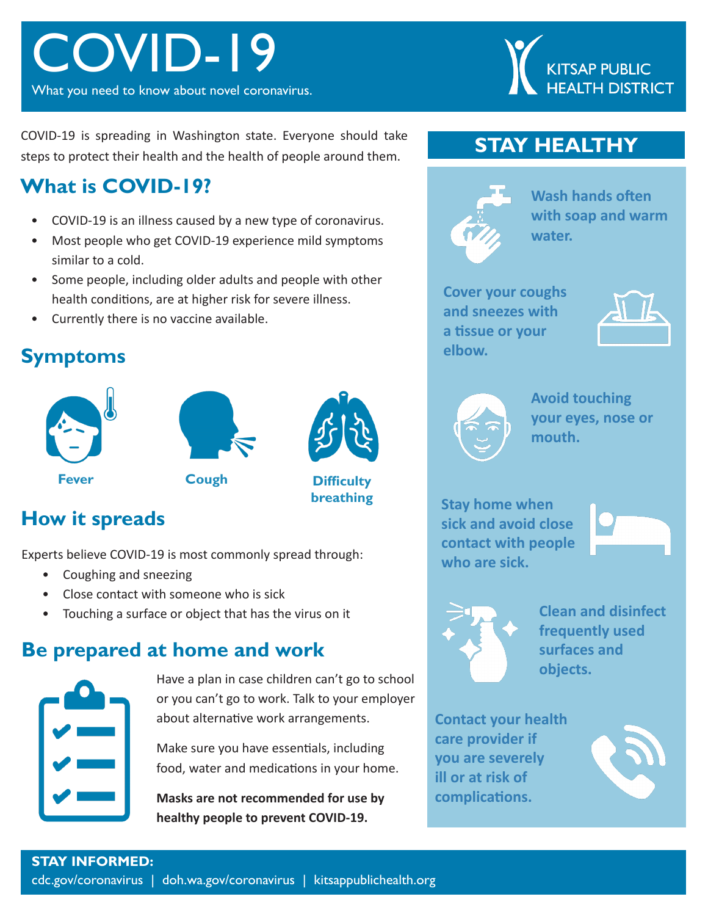# COVID-19

What you need to know about novel coronavirus.

KITSAP PUBLIC HEALTH DISTRICT

COVID-19 is spreading in Washington state. Everyone should take steps to protect their health and the health of people around them.

## What is COVID-19?

- COVID-19 is an illness caused by a new type of coronavirus.
- Most people who get COVID-19 experience mild symptoms similar to a cold.
- Some people, including older adults and people with other health conditions, are at higher risk for severe illness.
- Currently there is no vaccine available.

## Symptoms

**Fever**

**Cough**

**Difficulty breathing**

## How it spreads

Experts believe COVID-19 is most commonly spread through:

- Coughing and sneezing
- Close contact with someone who is sick
- Touching a surface or object that has the virus on it

## Be prepared at home and work

Have a plan in case children can't go to school or you can't go to work. Talk to your employer about alternative work arrangements.

Make sure you have essentials, including food, water and medications in your home.

**Masks are not recommended for use by healthy people to prevent COVID-19.**

## STAY HEALTHY

**Wash hands often with soap and warm water.**

**Cover your coughs and sneezes with a tissue or your elbow.**

**Avoid touching your eyes, nose or mouth.**

**Stay home when sick and avoid close contact with people who are sick.**

**Clean and disinfect frequently used surfaces and objects.**

**Contact your health care provider if you are severely ill or at risk of complications.**

**STAY INFORMED:**

cdc.gov/coronavirus | doh.wa.gov/coronavirus | kitsappublichealth.org